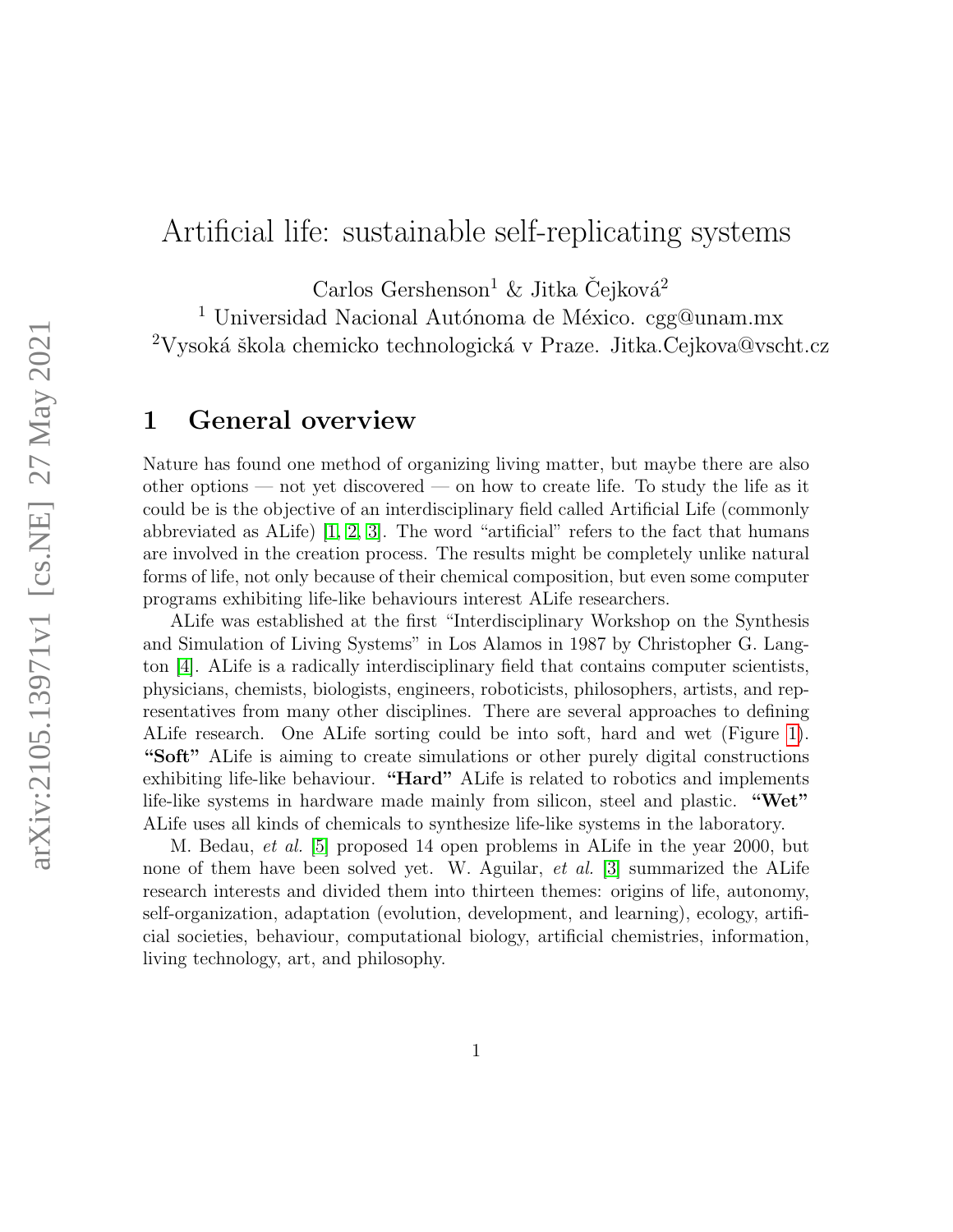# Artificial life: sustainable self-replicating systems

Carlos Gershenson[1] & Jitka Čejková[2]

[1] Universidad Nacional Autónoma de México. cgg@unam.mx

[2] Vysoká škola chemicko technologická v Praze. Jitka.Cejkova@vscht.cz

## 1 General overview

Nature has found one method of organizing living matter, but maybe there are also other options — not yet discovered — on how to create life. To study the life as it could be is the objective of an interdisciplinary field called Artificial Life (commonly abbreviated as ALife) [1, 2, 3]. The word "artificial" refers to the fact that humans are involved in the creation process. The results might be completely unlike natural forms of life, not only because of their chemical composition, but even some computer programs exhibiting life-like behaviours interest ALife researchers.

ALife was established at the first "Interdisciplinary Workshop on the Synthesis and Simulation of Living Systems" in Los Alamos in 1987 by Christopher G. Langton [4]. ALife is a radically interdisciplinary field that contains computer scientists, physicians, chemists, biologists, engineers, roboticists, philosophers, artists, and representatives from many other disciplines. There are several approaches to defining ALife research. One ALife sorting could be into soft, hard and wet (Figure 1). **"Soft"** ALife is aiming to create simulations or other purely digital constructions exhibiting life-like behaviour. **"Hard"** ALife is related to robotics and implements life-like systems in hardware made mainly from silicon, steel and plastic. **"Wet"** ALife uses all kinds of chemicals to synthesize life-like systems in the laboratory.

M. Bedau, *et al.* [5] proposed 14 open problems in ALife in the year 2000, but none of them have been solved yet. W. Aguilar, *et al.* [3] summarized the ALife research interests and divided them into thirteen themes: origins of life, autonomy, self-organization, adaptation (evolution, development, and learning), ecology, artificial societies, behaviour, computational biology, artificial chemistries, information, living technology, art, and philosophy.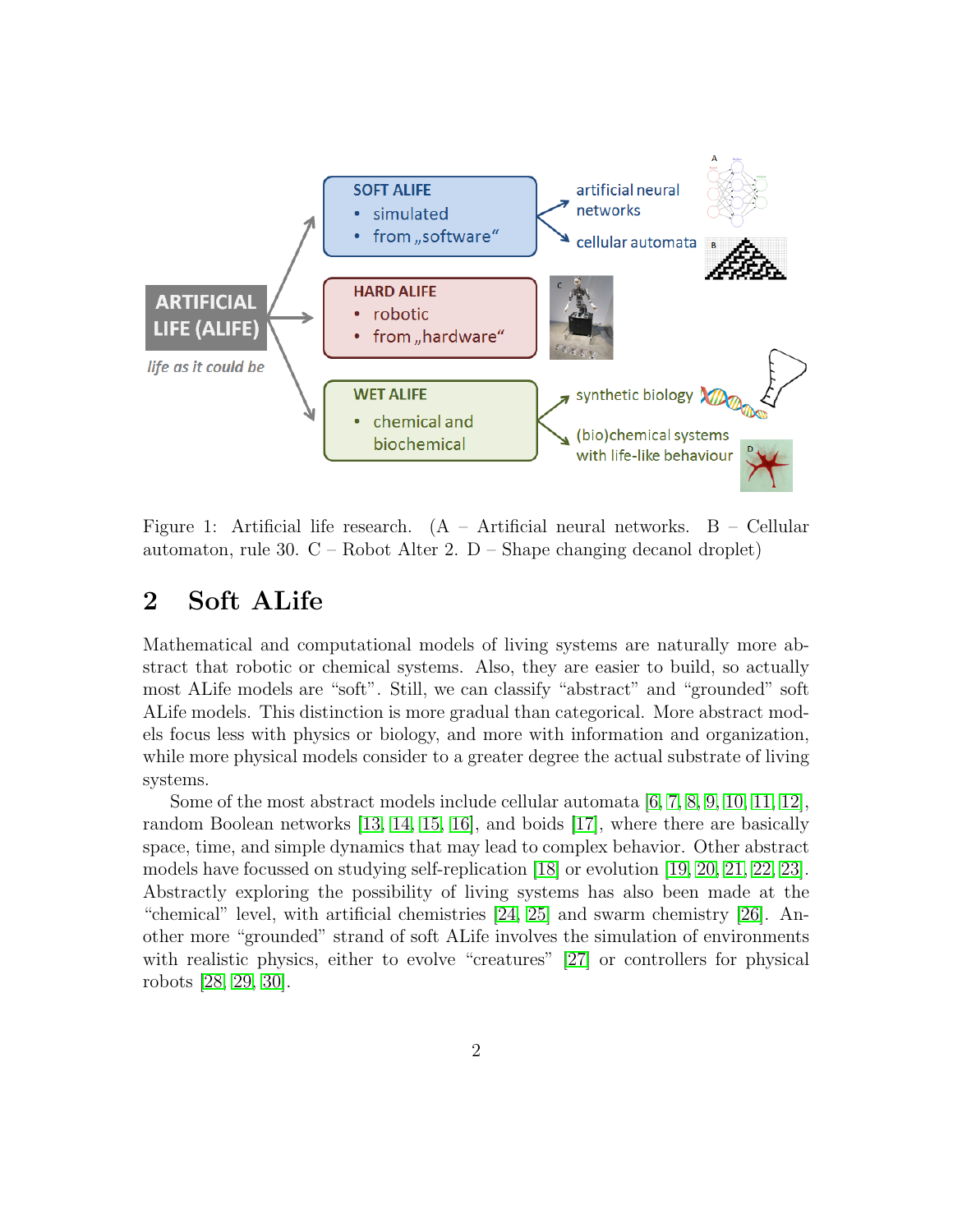Figure 1: Artificial life research. (A – Artificial neural networks. B – Cellular automaton, rule 30. C – Robot Alter 2. D – Shape changing decanol droplet)

## 2 Soft ALife

Mathematical and computational models of living systems are naturally more abstract that robotic or chemical systems. Also, they are easier to build, so actually most ALife models are "soft". Still, we can classify "abstract" and "grounded" soft ALife models. This distinction is more gradual than categorical. More abstract models focus less with physics or biology, and more with information and organization, while more physical models consider to a greater degree the actual substrate of living systems.

Some of the most abstract models include cellular automata [6, 7, 8, 9, 10, 11, 12], random Boolean networks [13, 14, 15, 16], and boids [17], where there are basically space, time, and simple dynamics that may lead to complex behavior. Other abstract models have focussed on studying self-replication [18] or evolution [19, 20, 21, 22, 23]. Abstractly exploring the possibility of living systems has also been made at the "chemical" level, with artificial chemistries [24, 25] and swarm chemistry [26]. Another more "grounded" strand of soft ALife involves the simulation of environments with realistic physics, either to evolve "creatures" [27] or controllers for physical robots [28, 29, 30].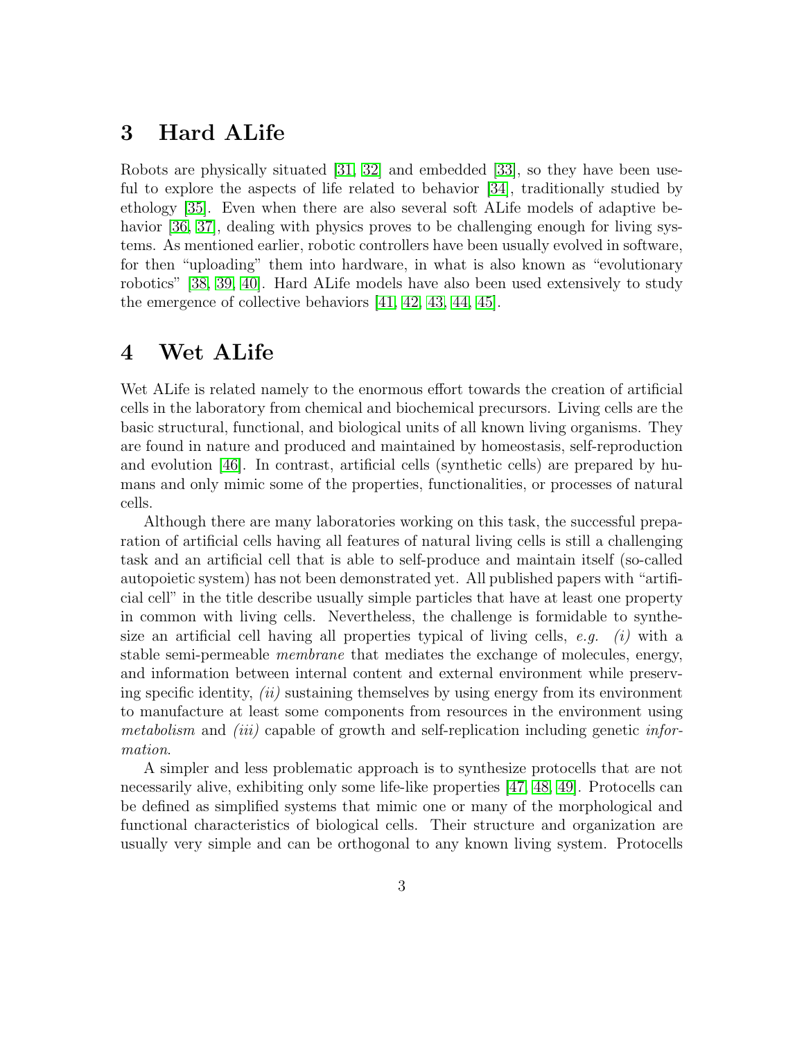## 3 Hard ALife

Robots are physically situated [31, 32] and embedded [33], so they have been useful to explore the aspects of life related to behavior [34], traditionally studied by ethology [35]. Even when there are also several soft ALife models of adaptive behavior [36, 37], dealing with physics proves to be challenging enough for living systems. As mentioned earlier, robotic controllers have been usually evolved in software, for then "uploading" them into hardware, in what is also known as "evolutionary robotics" [38, 39, 40]. Hard ALife models have also been used extensively to study the emergence of collective behaviors [41, 42, 43, 44, 45].

## 4 Wet ALife

Wet ALife is related namely to the enormous effort towards the creation of artificial cells in the laboratory from chemical and biochemical precursors. Living cells are the basic structural, functional, and biological units of all known living organisms. They are found in nature and produced and maintained by homeostasis, self-reproduction and evolution [46]. In contrast, artificial cells (synthetic cells) are prepared by humans and only mimic some of the properties, functionalities, or processes of natural cells.

Although there are many laboratories working on this task, the successful preparation of artificial cells having all features of natural living cells is still a challenging task and an artificial cell that is able to self-produce and maintain itself (so-called autopoietic system) has not been demonstrated yet. All published papers with "artificial cell" in the title describe usually simple particles that have at least one property in common with living cells. Nevertheless, the challenge is formidable to synthesize an artificial cell having all properties typical of living cells, *e.g.* *(i)* with a stable semi-permeable *membrane* that mediates the exchange of molecules, energy, and information between internal content and external environment while preserving specific identity, *(ii)* sustaining themselves by using energy from its environment to manufacture at least some components from resources in the environment using *metabolism* and *(iii)* capable of growth and self-replication including genetic *information*.

A simpler and less problematic approach is to synthesize protocells that are not necessarily alive, exhibiting only some life-like properties [47, 48, 49]. Protocells can be defined as simplified systems that mimic one or many of the morphological and functional characteristics of biological cells. Their structure and organization are usually very simple and can be orthogonal to any known living system. Protocells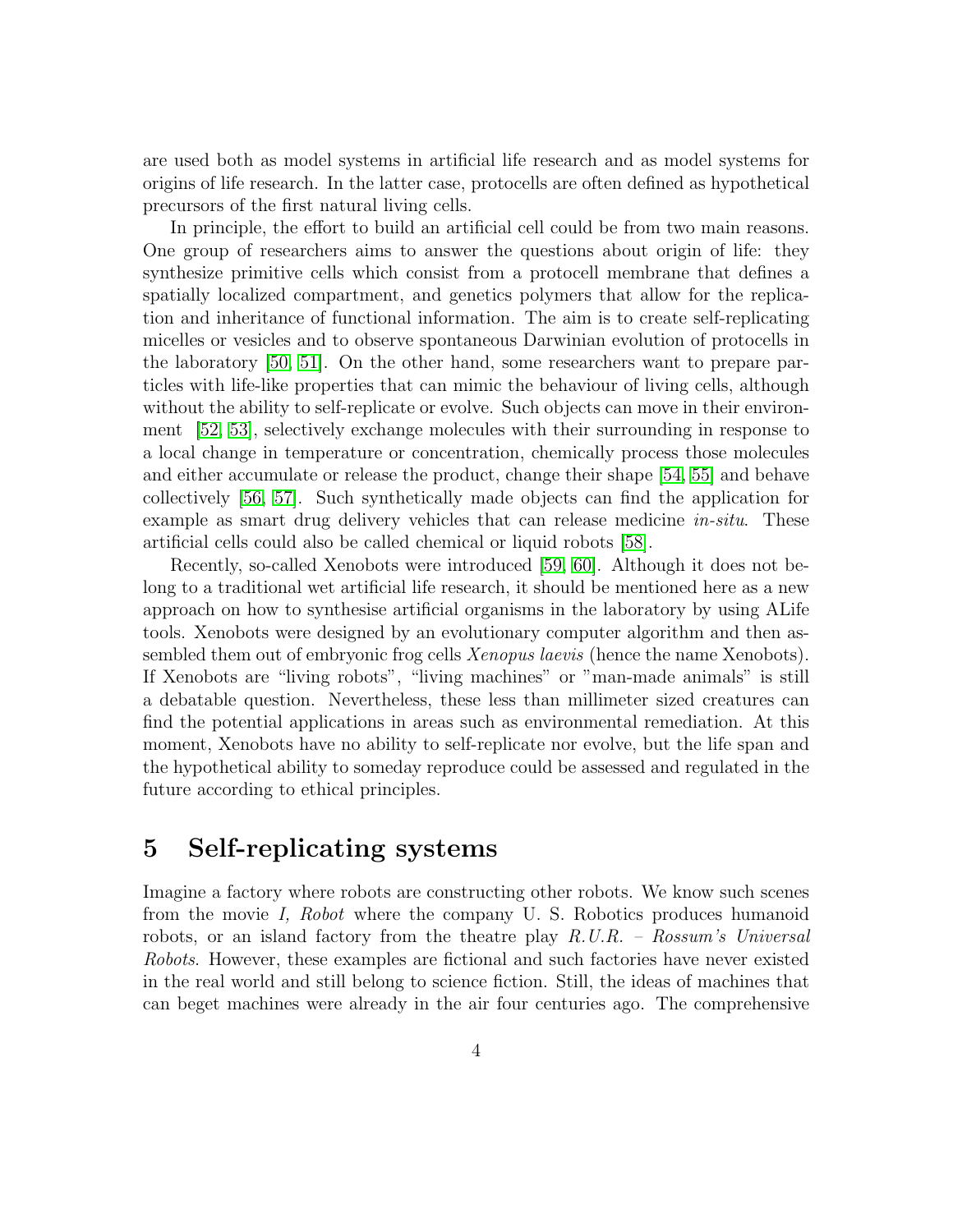are used both as model systems in artificial life research and as model systems for origins of life research. In the latter case, protocells are often defined as hypothetical precursors of the first natural living cells.

In principle, the effort to build an artificial cell could be from two main reasons. One group of researchers aims to answer the questions about origin of life: they synthesize primitive cells which consist from a protocell membrane that defines a spatially localized compartment, and genetics polymers that allow for the replication and inheritance of functional information. The aim is to create self-replicating micelles or vesicles and to observe spontaneous Darwinian evolution of protocells in the laboratory [50, 51]. On the other hand, some researchers want to prepare particles with life-like properties that can mimic the behaviour of living cells, although without the ability to self-replicate or evolve. Such objects can move in their environment [52, 53], selectively exchange molecules with their surrounding in response to a local change in temperature or concentration, chemically process those molecules and either accumulate or release the product, change their shape [54, 55] and behave collectively [56, 57]. Such synthetically made objects can find the application for example as smart drug delivery vehicles that can release medicine *in-situ*. These artificial cells could also be called chemical or liquid robots [58].

Recently, so-called Xenobots were introduced [59, 60]. Although it does not belong to a traditional wet artificial life research, it should be mentioned here as a new approach on how to synthesise artificial organisms in the laboratory by using ALife tools. Xenobots were designed by an evolutionary computer algorithm and then assembled them out of embryonic frog cells *Xenopus laevis* (hence the name Xenobots). If Xenobots are "living robots", "living machines" or "man-made animals" is still a debatable question. Nevertheless, these less than millimeter sized creatures can find the potential applications in areas such as environmental remediation. At this moment, Xenobots have no ability to self-replicate nor evolve, but the life span and the hypothetical ability to someday reproduce could be assessed and regulated in the future according to ethical principles.

# 5 Self-replicating systems

Imagine a factory where robots are constructing other robots. We know such scenes from the movie *I, Robot* where the company U. S. Robotics produces humanoid robots, or an island factory from the theatre play *R.U.R. – Rossum's Universal Robots*. However, these examples are fictional and such factories have never existed in the real world and still belong to science fiction. Still, the ideas of machines that can beget machines were already in the air four centuries ago. The comprehensive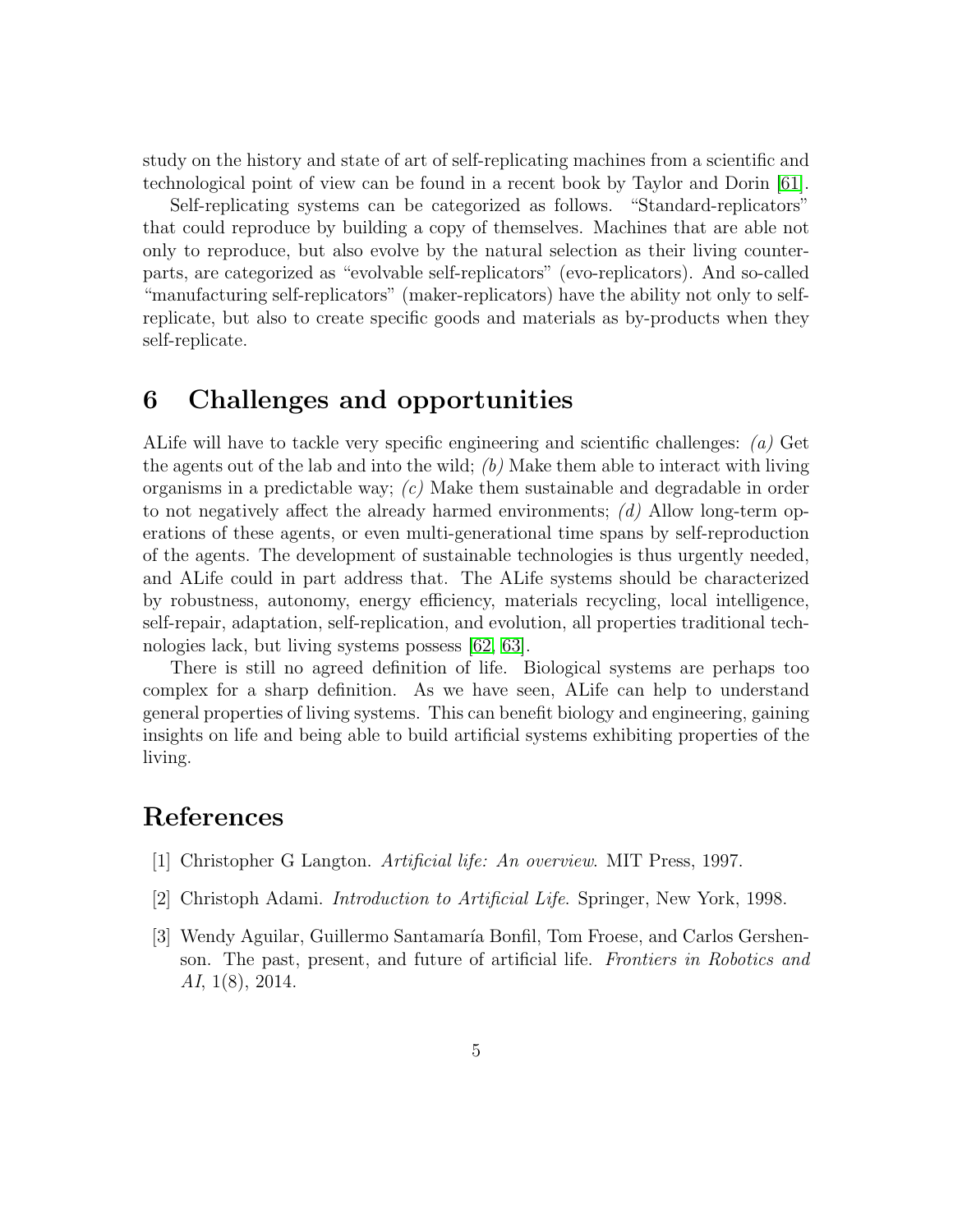study on the history and state of art of self-replicating machines from a scientific and technological point of view can be found in a recent book by Taylor and Dorin [61].

Self-replicating systems can be categorized as follows. "Standard-replicators" that could reproduce by building a copy of themselves. Machines that are able not only to reproduce, but also evolve by the natural selection as their living counterparts, are categorized as "evolvable self-replicators" (evo-replicators). And so-called "manufacturing self-replicators" (maker-replicators) have the ability not only to self-replicate, but also to create specific goods and materials as by-products when they self-replicate.

## 6 Challenges and opportunities

ALife will have to tackle very specific engineering and scientific challenges: *(a)* Get the agents out of the lab and into the wild; *(b)* Make them able to interact with living organisms in a predictable way; *(c)* Make them sustainable and degradable in order to not negatively affect the already harmed environments; *(d)* Allow long-term operations of these agents, or even multi-generational time spans by self-reproduction of the agents. The development of sustainable technologies is thus urgently needed, and ALife could in part address that. The ALife systems should be characterized by robustness, autonomy, energy efficiency, materials recycling, local intelligence, self-repair, adaptation, self-replication, and evolution, all properties traditional technologies lack, but living systems possess [62, 63].

There is still no agreed definition of life. Biological systems are perhaps too complex for a sharp definition. As we have seen, ALife can help to understand general properties of living systems. This can benefit biology and engineering, gaining insights on life and being able to build artificial systems exhibiting properties of the living.

## References

[1] Christopher G Langton. *Artificial life: An overview*. MIT Press, 1997.

[2] Christoph Adami. *Introduction to Artificial Life*. Springer, New York, 1998.

[3] Wendy Aguilar, Guillermo Santamaría Bonfil, Tom Froese, and Carlos Gershenson. The past, present, and future of artificial life. *Frontiers in Robotics and AI*, 1(8), 2014.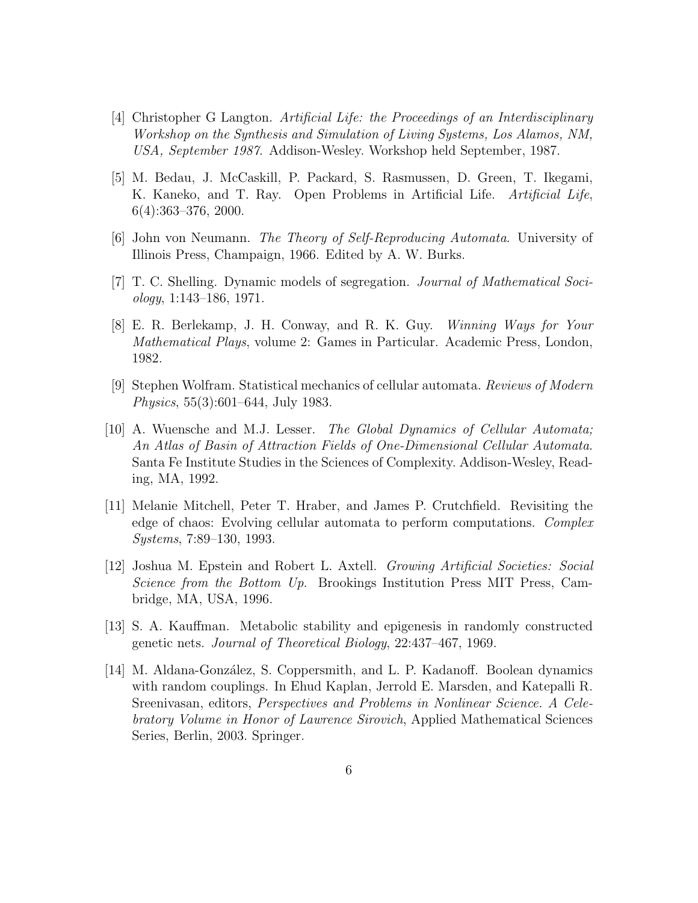[4] Christopher G Langton. *Artificial Life: the Proceedings of an Interdisciplinary Workshop on the Synthesis and Simulation of Living Systems, Los Alamos, NM, USA, September 1987*. Addison-Wesley. Workshop held September, 1987.

[5] M. Bedau, J. McCaskill, P. Packard, S. Rasmussen, D. Green, T. Ikegami, K. Kaneko, and T. Ray. Open Problems in Artificial Life. *Artificial Life*, 6(4):363–376, 2000.

[6] John von Neumann. *The Theory of Self-Reproducing Automata*. University of Illinois Press, Champaign, 1966. Edited by A. W. Burks.

[7] T. C. Shelling. Dynamic models of segregation. *Journal of Mathematical Sociology*, 1:143–186, 1971.

[8] E. R. Berlekamp, J. H. Conway, and R. K. Guy. *Winning Ways for Your Mathematical Plays*, volume 2: Games in Particular. Academic Press, London, 1982.

[9] Stephen Wolfram. Statistical mechanics of cellular automata. *Reviews of Modern Physics*, 55(3):601–644, July 1983.

[10] A. Wuensche and M.J. Lesser. *The Global Dynamics of Cellular Automata; An Atlas of Basin of Attraction Fields of One-Dimensional Cellular Automata*. Santa Fe Institute Studies in the Sciences of Complexity. Addison-Wesley, Reading, MA, 1992.

[11] Melanie Mitchell, Peter T. Hraber, and James P. Crutchfield. Revisiting the edge of chaos: Evolving cellular automata to perform computations. *Complex Systems*, 7:89–130, 1993.

[12] Joshua M. Epstein and Robert L. Axtell. *Growing Artificial Societies: Social Science from the Bottom Up*. Brookings Institution Press MIT Press, Cambridge, MA, USA, 1996.

[13] S. A. Kauffman. Metabolic stability and epigenesis in randomly constructed genetic nets. *Journal of Theoretical Biology*, 22:437–467, 1969.

[14] M. Aldana-González, S. Coppersmith, and L. P. Kadanoff. Boolean dynamics with random couplings. In Ehud Kaplan, Jerrold E. Marsden, and Katepalli R. Sreenivasan, editors, *Perspectives and Problems in Nonlinear Science. A Celebratory Volume in Honor of Lawrence Sirovich*, Applied Mathematical Sciences Series, Berlin, 2003. Springer.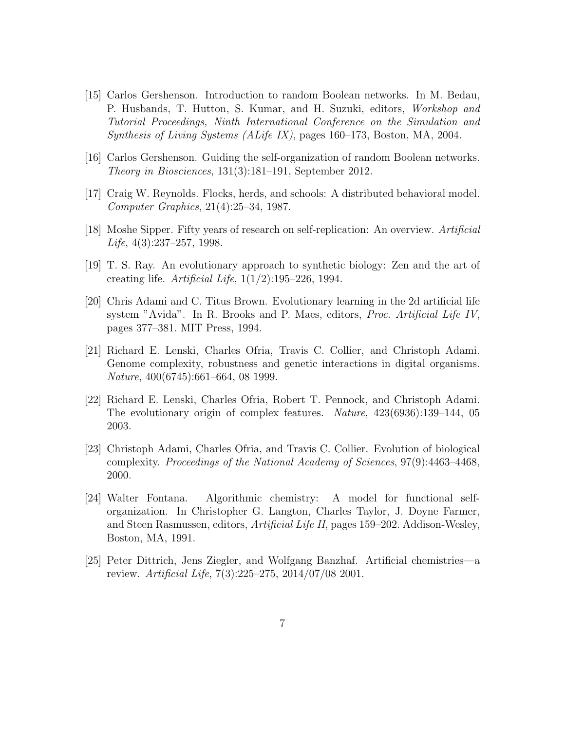[15] Carlos Gershenson. Introduction to random Boolean networks. In M. Bedau, P. Husbands, T. Hutton, S. Kumar, and H. Suzuki, editors, *Workshop and Tutorial Proceedings, Ninth International Conference on the Simulation and Synthesis of Living Systems (ALife IX)*, pages 160–173, Boston, MA, 2004.

[16] Carlos Gershenson. Guiding the self-organization of random Boolean networks. *Theory in Biosciences*, 131(3):181–191, September 2012.

[17] Craig W. Reynolds. Flocks, herds, and schools: A distributed behavioral model. *Computer Graphics*, 21(4):25–34, 1987.

[18] Moshe Sipper. Fifty years of research on self-replication: An overview. *Artificial Life*, 4(3):237–257, 1998.

[19] T. S. Ray. An evolutionary approach to synthetic biology: Zen and the art of creating life. *Artificial Life*, 1(1/2):195–226, 1994.

[20] Chris Adami and C. Titus Brown. Evolutionary learning in the 2d artificial life system "Avida". In R. Brooks and P. Maes, editors, *Proc. Artificial Life IV*, pages 377–381. MIT Press, 1994.

[21] Richard E. Lenski, Charles Ofria, Travis C. Collier, and Christoph Adami. Genome complexity, robustness and genetic interactions in digital organisms. *Nature*, 400(6745):661–664, 08 1999.

[22] Richard E. Lenski, Charles Ofria, Robert T. Pennock, and Christoph Adami. The evolutionary origin of complex features. *Nature*, 423(6936):139–144, 05 2003.

[23] Christoph Adami, Charles Ofria, and Travis C. Collier. Evolution of biological complexity. *Proceedings of the National Academy of Sciences*, 97(9):4463–4468, 2000.

[24] Walter Fontana. Algorithmic chemistry: A model for functional self-organization. In Christopher G. Langton, Charles Taylor, J. Doyne Farmer, and Steen Rasmussen, editors, *Artificial Life II*, pages 159–202. Addison-Wesley, Boston, MA, 1991.

[25] Peter Dittrich, Jens Ziegler, and Wolfgang Banzhaf. Artificial chemistries—a review. *Artificial Life*, 7(3):225–275, 2014/07/08 2001.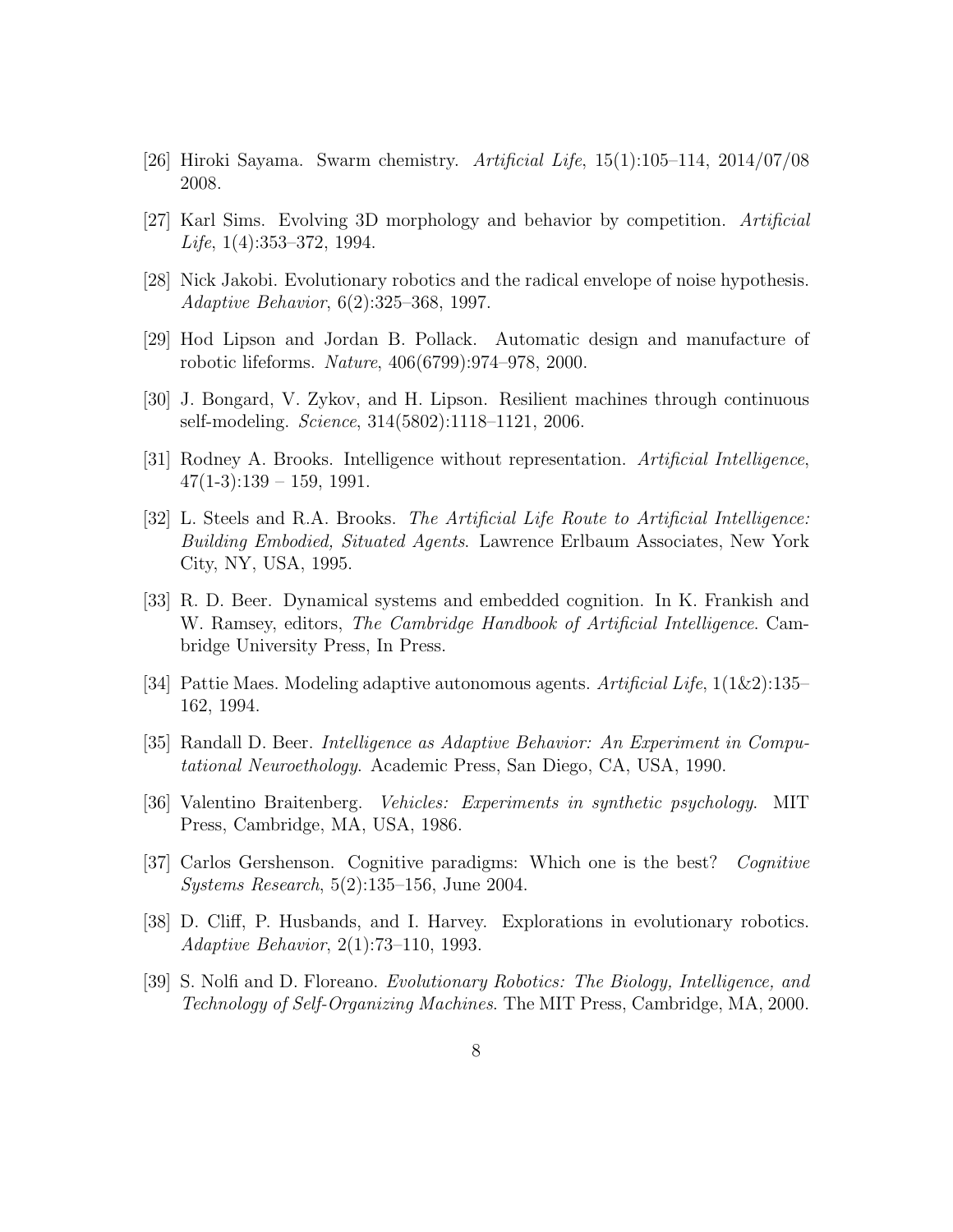[26] Hiroki Sayama. Swarm chemistry. *Artificial Life*, 15(1):105–114, 2014/07/08 2008.

[27] Karl Sims. Evolving 3D morphology and behavior by competition. *Artificial Life*, 1(4):353–372, 1994.

[28] Nick Jakobi. Evolutionary robotics and the radical envelope of noise hypothesis. *Adaptive Behavior*, 6(2):325–368, 1997.

[29] Hod Lipson and Jordan B. Pollack. Automatic design and manufacture of robotic lifeforms. *Nature*, 406(6799):974–978, 2000.

[30] J. Bongard, V. Zykov, and H. Lipson. Resilient machines through continuous self-modeling. *Science*, 314(5802):1118–1121, 2006.

[31] Rodney A. Brooks. Intelligence without representation. *Artificial Intelligence*, 47(1-3):139 – 159, 1991.

[32] L. Steels and R.A. Brooks. *The Artificial Life Route to Artificial Intelligence: Building Embodied, Situated Agents*. Lawrence Erlbaum Associates, New York City, NY, USA, 1995.

[33] R. D. Beer. Dynamical systems and embedded cognition. In K. Frankish and W. Ramsey, editors, *The Cambridge Handbook of Artificial Intelligence*. Cambridge University Press, In Press.

[34] Pattie Maes. Modeling adaptive autonomous agents. *Artificial Life*, 1(1&2):135–162, 1994.

[35] Randall D. Beer. *Intelligence as Adaptive Behavior: An Experiment in Computational Neuroethology*. Academic Press, San Diego, CA, USA, 1990.

[36] Valentino Braitenberg. *Vehicles: Experiments in synthetic psychology*. MIT Press, Cambridge, MA, USA, 1986.

[37] Carlos Gershenson. Cognitive paradigms: Which one is the best? *Cognitive Systems Research*, 5(2):135–156, June 2004.

[38] D. Cliff, P. Husbands, and I. Harvey. Explorations in evolutionary robotics. *Adaptive Behavior*, 2(1):73–110, 1993.

[39] S. Nolfi and D. Floreano. *Evolutionary Robotics: The Biology, Intelligence, and Technology of Self-Organizing Machines*. The MIT Press, Cambridge, MA, 2000.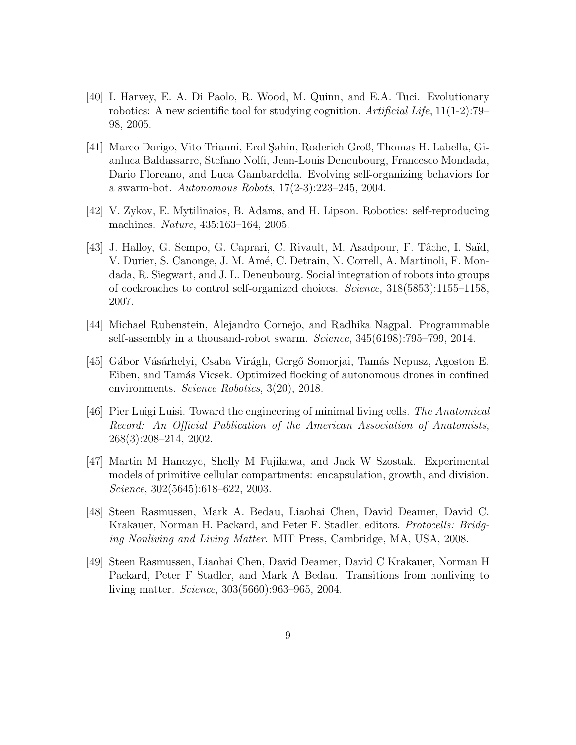- [40] I. Harvey, E. A. Di Paolo, R. Wood, M. Quinn, and E.A. Tuci. Evolutionary robotics: A new scientific tool for studying cognition. *Artificial Life*, 11(1-2):79–98, 2005.

- [41] Marco Dorigo, Vito Trianni, Erol Şahin, Roderich Groß, Thomas H. Labella, Gianluca Baldassarre, Stefano Nolfi, Jean-Louis Deneubourg, Francesco Mondada, Dario Floreano, and Luca Gambardella. Evolving self-organizing behaviors for a swarm-bot. *Autonomous Robots*, 17(2-3):223–245, 2004.

- [42] V. Zykov, E. Mytilinaios, B. Adams, and H. Lipson. Robotics: self-reproducing machines. *Nature*, 435:163–164, 2005.

- [43] J. Halloy, G. Sempo, G. Caprari, C. Rivault, M. Asadpour, F. Tâche, I. Saïd, V. Durier, S. Canonge, J. M. Amé, C. Detrain, N. Correll, A. Martinoli, F. Mondada, R. Siegwart, and J. L. Deneubourg. Social integration of robots into groups of cockroaches to control self-organized choices. *Science*, 318(5853):1155–1158, 2007.

- [44] Michael Rubenstein, Alejandro Cornejo, and Radhika Nagpal. Programmable self-assembly in a thousand-robot swarm. *Science*, 345(6198):795–799, 2014.

- [45] Gábor Vásárhelyi, Csaba Virágh, Gergő Somorjai, Tamás Nepusz, Agoston E. Eiben, and Tamás Vicsek. Optimized flocking of autonomous drones in confined environments. *Science Robotics*, 3(20), 2018.

- [46] Pier Luigi Luisi. Toward the engineering of minimal living cells. *The Anatomical Record: An Official Publication of the American Association of Anatomists*, 268(3):208–214, 2002.

- [47] Martin M Hanczyc, Shelly M Fujikawa, and Jack W Szostak. Experimental models of primitive cellular compartments: encapsulation, growth, and division. *Science*, 302(5645):618–622, 2003.

- [48] Steen Rasmussen, Mark A. Bedau, Liaohai Chen, David Deamer, David C. Krakauer, Norman H. Packard, and Peter F. Stadler, editors. *Protocells: Bridging Nonliving and Living Matter*. MIT Press, Cambridge, MA, USA, 2008.

- [49] Steen Rasmussen, Liaohai Chen, David Deamer, David C Krakauer, Norman H Packard, Peter F Stadler, and Mark A Bedau. Transitions from nonliving to living matter. *Science*, 303(5660):963–965, 2004.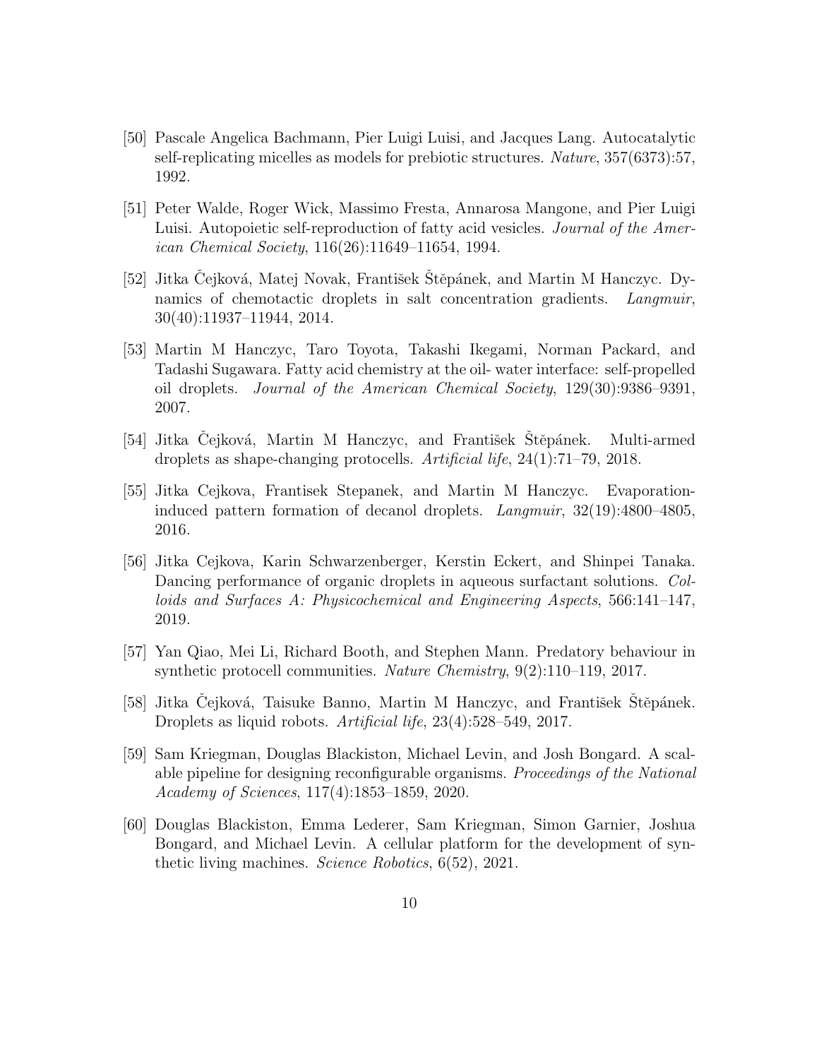[50] Pascale Angelica Bachmann, Pier Luigi Luisi, and Jacques Lang. Autocatalytic self-replicating micelles as models for prebiotic structures. *Nature*, 357(6373):57, 1992.

[51] Peter Walde, Roger Wick, Massimo Fresta, Annarosa Mangone, and Pier Luigi Luisi. Autopoietic self-reproduction of fatty acid vesicles. *Journal of the American Chemical Society*, 116(26):11649–11654, 1994.

[52] Jitka Čejková, Matej Novak, František Štěpánek, and Martin M Hanczyc. Dynamics of chemotactic droplets in salt concentration gradients. *Langmuir*, 30(40):11937–11944, 2014.

[53] Martin M Hanczyc, Taro Toyota, Takashi Ikegami, Norman Packard, and Tadashi Sugawara. Fatty acid chemistry at the oil- water interface: self-propelled oil droplets. *Journal of the American Chemical Society*, 129(30):9386–9391, 2007.

[54] Jitka Čejková, Martin M Hanczyc, and František Štěpánek. Multi-armed droplets as shape-changing protocells. *Artificial life*, 24(1):71–79, 2018.

[55] Jitka Cejkova, Frantisek Stepanek, and Martin M Hanczyc. Evaporation-induced pattern formation of decanol droplets. *Langmuir*, 32(19):4800–4805, 2016.

[56] Jitka Cejkova, Karin Schwarzenberger, Kerstin Eckert, and Shinpei Tanaka. Dancing performance of organic droplets in aqueous surfactant solutions. *Colloids and Surfaces A: Physicochemical and Engineering Aspects*, 566:141–147, 2019.

[57] Yan Qiao, Mei Li, Richard Booth, and Stephen Mann. Predatory behaviour in synthetic protocell communities. *Nature Chemistry*, 9(2):110–119, 2017.

[58] Jitka Čejková, Taisuke Banno, Martin M Hanczyc, and František Štěpánek. Droplets as liquid robots. *Artificial life*, 23(4):528–549, 2017.

[59] Sam Kriegman, Douglas Blackiston, Michael Levin, and Josh Bongard. A scalable pipeline for designing reconfigurable organisms. *Proceedings of the National Academy of Sciences*, 117(4):1853–1859, 2020.

[60] Douglas Blackiston, Emma Lederer, Sam Kriegman, Simon Garnier, Joshua Bongard, and Michael Levin. A cellular platform for the development of synthetic living machines. *Science Robotics*, 6(52), 2021.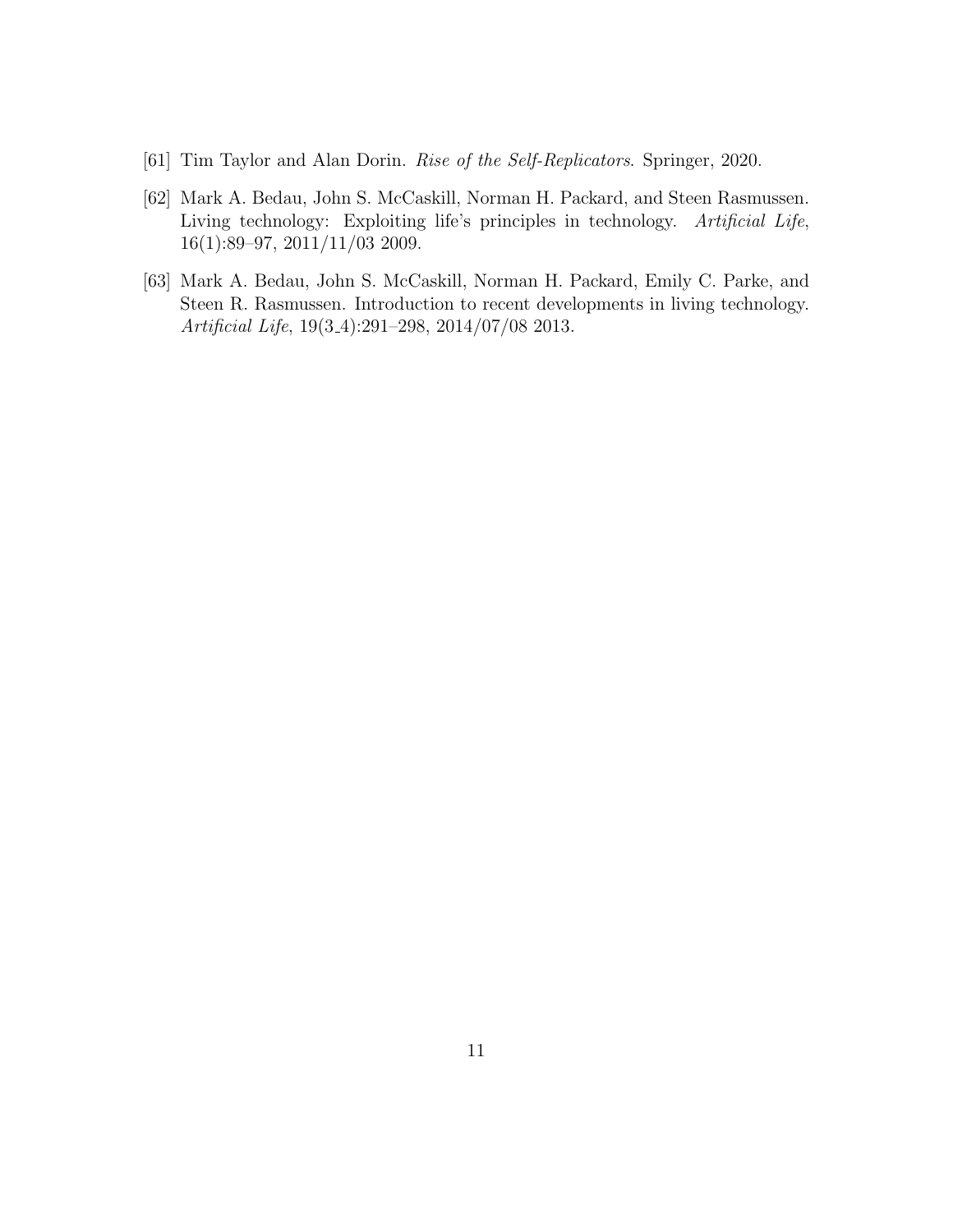[61] Tim Taylor and Alan Dorin. *Rise of the Self-Replicators*. Springer, 2020.

[62] Mark A. Bedau, John S. McCaskill, Norman H. Packard, and Steen Rasmussen. Living technology: Exploiting life's principles in technology. *Artificial Life*, 16(1):89–97, 2011/11/03 2009.

[63] Mark A. Bedau, John S. McCaskill, Norman H. Packard, Emily C. Parke, and Steen R. Rasmussen. Introduction to recent developments in living technology. *Artificial Life*, 19(3_4):291–298, 2014/07/08 2013.